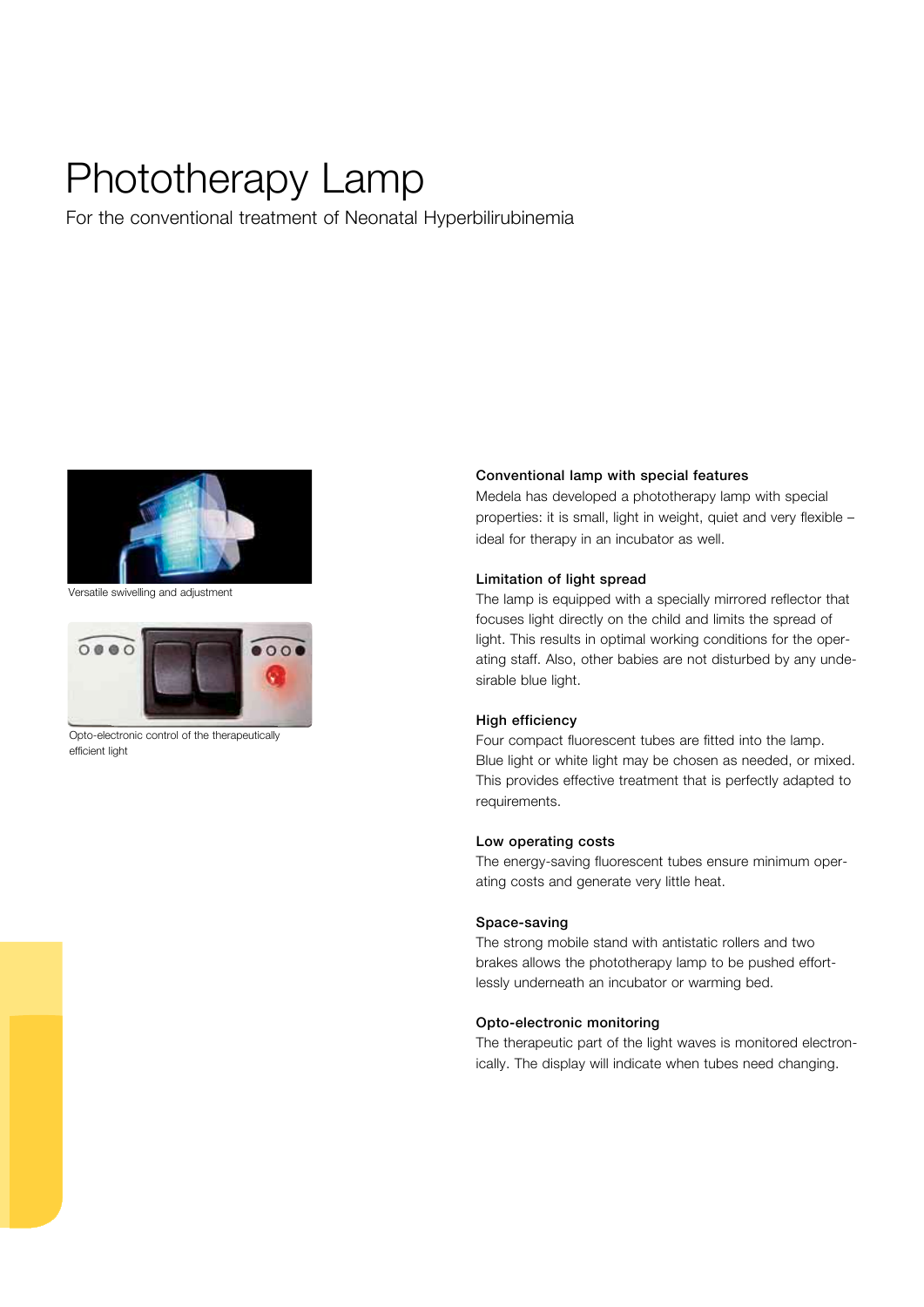# Phototherapy Lamp

For the conventional treatment of Neonatal Hyperbilirubinemia

Versatile swivelling and adjustment

Opto-electronic control of the therapeutically efficient light

### Conventional lamp with special features

Medela has developed a phototherapy lamp with special properties: it is small, light in weight, quiet and very flexible – ideal for therapy in an incubator as well.

### Limitation of light spread

The lamp is equipped with a specially mirrored reflector that focuses light directly on the child and limits the spread of light. This results in optimal working conditions for the operating staff. Also, other babies are not disturbed by any undesirable blue light.

### High efficiency

Four compact fluorescent tubes are fitted into the lamp. Blue light or white light may be chosen as needed, or mixed. This provides effective treatment that is perfectly adapted to requirements.

### Low operating costs

The energy-saving fluorescent tubes ensure minimum operating costs and generate very little heat.

### Space-saving

The strong mobile stand with antistatic rollers and two brakes allows the phototherapy lamp to be pushed effortlessly underneath an incubator or warming bed.

### Opto-electronic monitoring

The therapeutic part of the light waves is monitored electronically. The display will indicate when tubes need changing.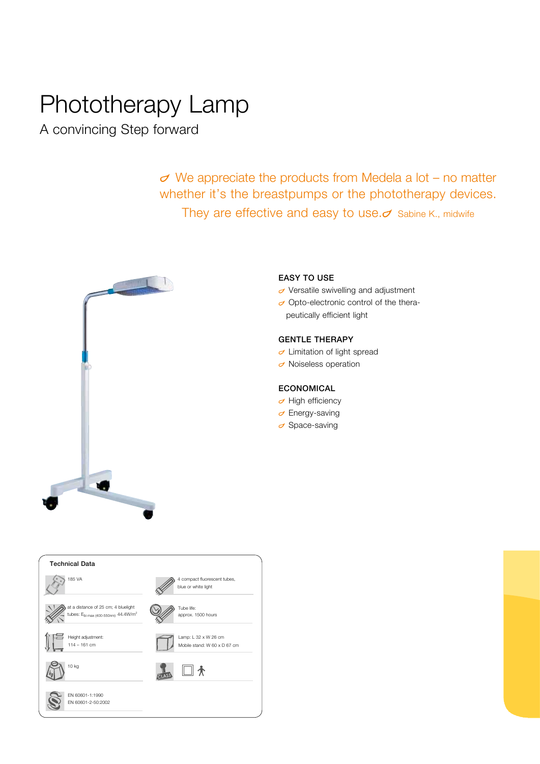# Phototherapy Lamp

## A convincing Step forward

We appreciate the products from Medela a lot – no matter whether it's the breastpumps or the phototherapy devices. They are effective and easy to use. Sabine K., midwife

### EASY TO USE

- Versatile swivelling and adjustment
- Opto-electronic control of the therapeutically efficient light

### GENTLE THERAPY

- Limitation of light spread
- Noiseless operation

### ECONOMICAL

- High efficiency
- Energy-saving
- Space-saving

### Technical Data

| | |
|---|---|
| 185 VA | 4 compact fluorescent tubes, blue or white light |
| at a distance of 25 cm; 4 bluelight tubes: $E_{bi\ max\ (400\text{-}550nm)}$ 44.4W/m² | Tube life: approx. 1500 hours |
| Height adjustment: 114 – 161 cm | Lamp: L 32 x W 26 cm<br>Mobile stand: W 60 x D 67 cm |
| 10 kg | CLASS |
| EN 60601-1:1990<br>EN 60601-2-50:2002 | |